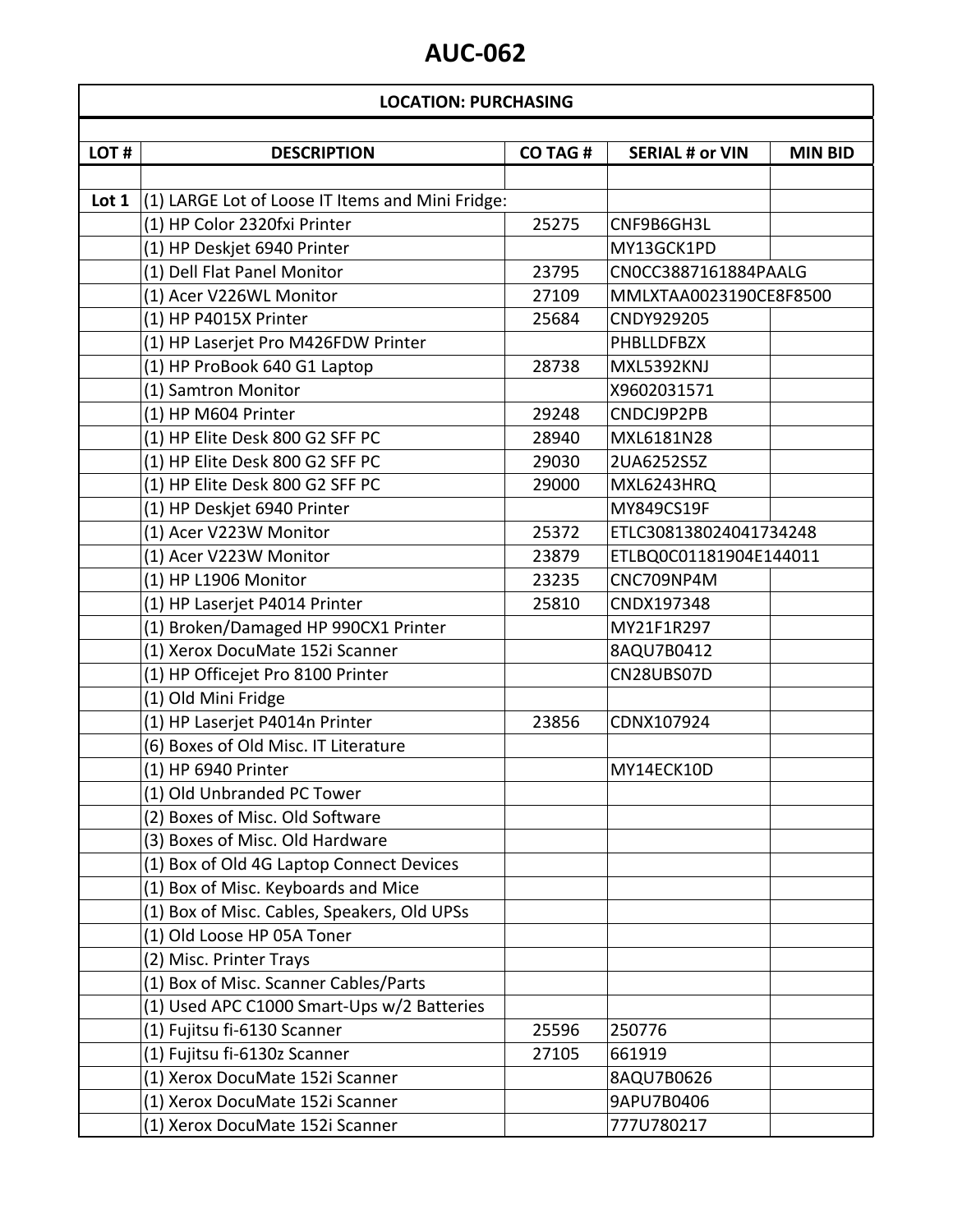# AUC-062

| LOCATION: PURCHASING | | | | |
|---|---|---|---|---|
| **LOT #** | **DESCRIPTION** | **CO TAG #** | **SERIAL # or VIN** | **MIN BID** |
| | | | | |
| **Lot 1** | (1) LARGE Lot of Loose IT Items and Mini Fridge: | | | |
| | (1) HP Color 2320fxi Printer | 25275 | CNF9B6GH3L | |
| | (1) HP Deskjet 6940 Printer | | MY13GCK1PD | |
| | (1) Dell Flat Panel Monitor | 23795 | CN0CC3887161884PAALG | |
| | (1) Acer V226WL Monitor | 27109 | MMLXTAA0023190CE8F8500 | |
| | (1) HP P4015X Printer | 25684 | CNDY929205 | |
| | (1) HP Laserjet Pro M426FDW Printer | | PHBLLDFBZX | |
| | (1) HP ProBook 640 G1 Laptop | 28738 | MXL5392KNJ | |
| | (1) Samtron Monitor | | X9602031571 | |
| | (1) HP M604 Printer | 29248 | CNDCJ9P2PB | |
| | (1) HP Elite Desk 800 G2 SFF PC | 28940 | MXL6181N28 | |
| | (1) HP Elite Desk 800 G2 SFF PC | 29030 | 2UA6252S5Z | |
| | (1) HP Elite Desk 800 G2 SFF PC | 29000 | MXL6243HRQ | |
| | (1) HP Deskjet 6940 Printer | | MY849CS19F | |
| | (1) Acer V223W Monitor | 25372 | ETLC308138024041734248 | |
| | (1) Acer V223W Monitor | 23879 | ETLBQ0C01181904E144011 | |
| | (1) HP L1906 Monitor | 23235 | CNC709NP4M | |
| | (1) HP Laserjet P4014 Printer | 25810 | CNDX197348 | |
| | (1) Broken/Damaged HP 990CX1 Printer | | MY21F1R297 | |
| | (1) Xerox DocuMate 152i Scanner | | 8AQU7B0412 | |
| | (1) HP Officejet Pro 8100 Printer | | CN28UBS07D | |
| | (1) Old Mini Fridge | | | |
| | (1) HP Laserjet P4014n Printer | 23856 | CDNX107924 | |
| | (6) Boxes of Old Misc. IT Literature | | | |
| | (1) HP 6940 Printer | | MY14ECK10D | |
| | (1) Old Unbranded PC Tower | | | |
| | (2) Boxes of Misc. Old Software | | | |
| | (3) Boxes of Misc. Old Hardware | | | |
| | (1) Box of Old 4G Laptop Connect Devices | | | |
| | (1) Box of Misc. Keyboards and Mice | | | |
| | (1) Box of Misc. Cables, Speakers, Old UPSs | | | |
| | (1) Old Loose HP 05A Toner | | | |
| | (2) Misc. Printer Trays | | | |
| | (1) Box of Misc. Scanner Cables/Parts | | | |
| | (1) Used APC C1000 Smart-Ups w/2 Batteries | | | |
| | (1) Fujitsu fi-6130 Scanner | 25596 | 250776 | |
| | (1) Fujitsu fi-6130z Scanner | 27105 | 661919 | |
| | (1) Xerox DocuMate 152i Scanner | | 8AQU7B0626 | |
| | (1) Xerox DocuMate 152i Scanner | | 9APU7B0406 | |
| | (1) Xerox DocuMate 152i Scanner | | 777U780217 | |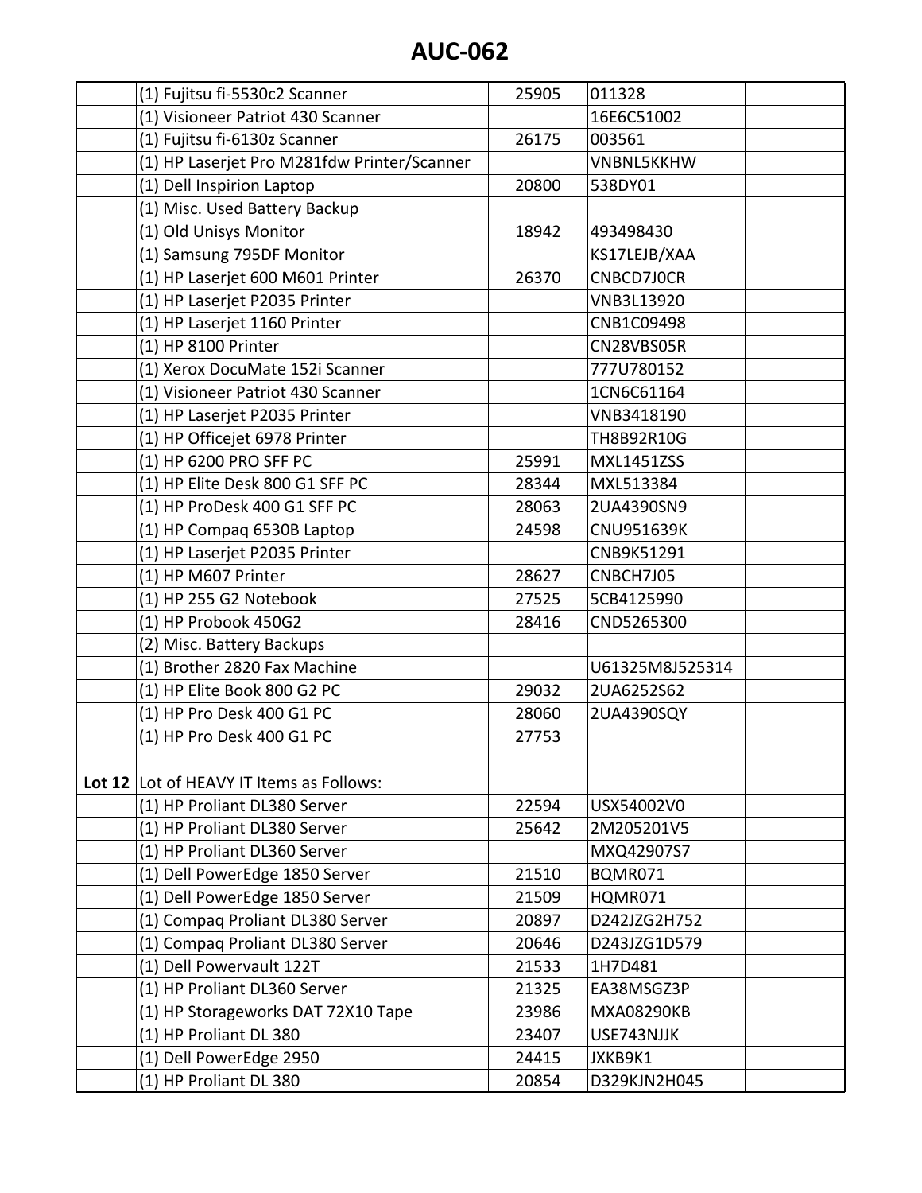# AUC-062

| | | | | |
|---|---|---|---|---|
| | (1) Fujitsu fi-5530c2 Scanner | 25905 | 011328 | |
| | (1) Visioneer Patriot 430 Scanner | | 16E6C51002 | |
| | (1) Fujitsu fi-6130z Scanner | 26175 | 003561 | |
| | (1) HP Laserjet Pro M281fdw Printer/Scanner | | VNBNL5KKHW | |
| | (1) Dell Inspirion Laptop | 20800 | 538DY01 | |
| | (1) Misc. Used Battery Backup | | | |
| | (1) Old Unisys Monitor | 18942 | 493498430 | |
| | (1) Samsung 795DF Monitor | | KS17LEJB/XAA | |
| | (1) HP Laserjet 600 M601 Printer | 26370 | CNBCD7J0CR | |
| | (1) HP Laserjet P2035 Printer | | VNB3L13920 | |
| | (1) HP Laserjet 1160 Printer | | CNB1C09498 | |
| | (1) HP 8100 Printer | | CN28VBS05R | |
| | (1) Xerox DocuMate 152i Scanner | | 777U780152 | |
| | (1) Visioneer Patriot 430 Scanner | | 1CN6C61164 | |
| | (1) HP Laserjet P2035 Printer | | VNB3418190 | |
| | (1) HP Officejet 6978 Printer | | TH8B92R10G | |
| | (1) HP 6200 PRO SFF PC | 25991 | MXL1451ZSS | |
| | (1) HP Elite Desk 800 G1 SFF PC | 28344 | MXL513384 | |
| | (1) HP ProDesk 400 G1 SFF PC | 28063 | 2UA4390SN9 | |
| | (1) HP Compaq 6530B Laptop | 24598 | CNU951639K | |
| | (1) HP Laserjet P2035 Printer | | CNB9K51291 | |
| | (1) HP M607 Printer | 28627 | CNBCH7J05 | |
| | (1) HP 255 G2 Notebook | 27525 | 5CB4125990 | |
| | (1) HP Probook 450G2 | 28416 | CND5265300 | |
| | (2) Misc. Battery Backups | | | |
| | (1) Brother 2820 Fax Machine | | U61325M8J525314 | |
| | (1) HP Elite Book 800 G2 PC | 29032 | 2UA6252S62 | |
| | (1) HP Pro Desk 400 G1 PC | 28060 | 2UA4390SQY | |
| | (1) HP Pro Desk 400 G1 PC | 27753 | | |
| | | | | |
| **Lot 12** | Lot of HEAVY IT Items as Follows: | | | |
| | (1) HP Proliant DL380 Server | 22594 | USX54002V0 | |
| | (1) HP Proliant DL380 Server | 25642 | 2M205201V5 | |
| | (1) HP Proliant DL360 Server | | MXQ42907S7 | |
| | (1) Dell PowerEdge 1850 Server | 21510 | BQMR071 | |
| | (1) Dell PowerEdge 1850 Server | 21509 | HQMR071 | |
| | (1) Compaq Proliant DL380 Server | 20897 | D242JZG2H752 | |
| | (1) Compaq Proliant DL380 Server | 20646 | D243JZG1D579 | |
| | (1) Dell Powervault 122T | 21533 | 1H7D481 | |
| | (1) HP Proliant DL360 Server | 21325 | EA38MSGZ3P | |
| | (1) HP Storageworks DAT 72X10 Tape | 23986 | MXA08290KB | |
| | (1) HP Proliant DL 380 | 23407 | USE743NJJK | |
| | (1) Dell PowerEdge 2950 | 24415 | JXKB9K1 | |
| | (1) HP Proliant DL 380 | 20854 | D329KJN2H045 | |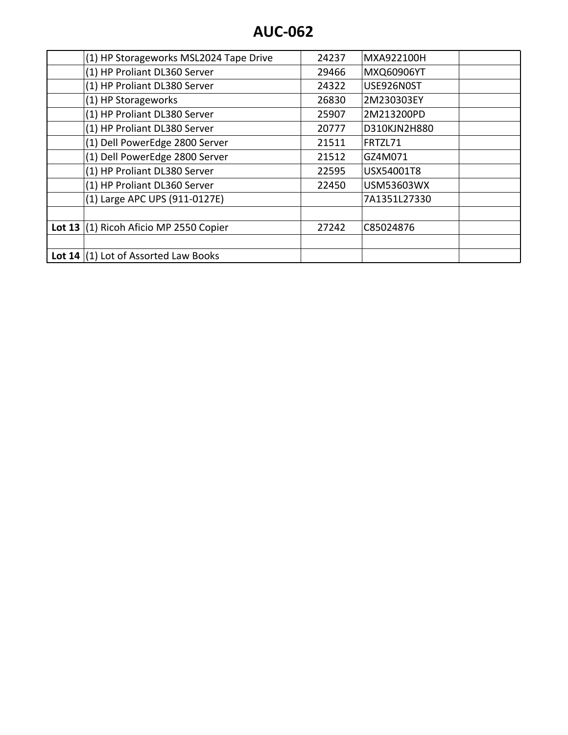# AUC-062

| | | | | |
|---|---|---|---|---|
| | (1) HP Storageworks MSL2024 Tape Drive | 24237 | MXA922100H | |
| | (1) HP Proliant DL360 Server | 29466 | MXQ60906YT | |
| | (1) HP Proliant DL380 Server | 24322 | USE926N0ST | |
| | (1) HP Storageworks | 26830 | 2M230303EY | |
| | (1) HP Proliant DL380 Server | 25907 | 2M213200PD | |
| | (1) HP Proliant DL380 Server | 20777 | D310KJN2H880 | |
| | (1) Dell PowerEdge 2800 Server | 21511 | FRTZL71 | |
| | (1) Dell PowerEdge 2800 Server | 21512 | GZ4M071 | |
| | (1) HP Proliant DL380 Server | 22595 | USX54001T8 | |
| | (1) HP Proliant DL360 Server | 22450 | USM53603WX | |
| | (1) Large APC UPS (911-0127E) | | 7A1351L27330 | |
| | | | | |
| **Lot 13** | (1) Ricoh Aficio MP 2550 Copier | 27242 | C85024876 | |
| | | | | |
| **Lot 14** | (1) Lot of Assorted Law Books | | | |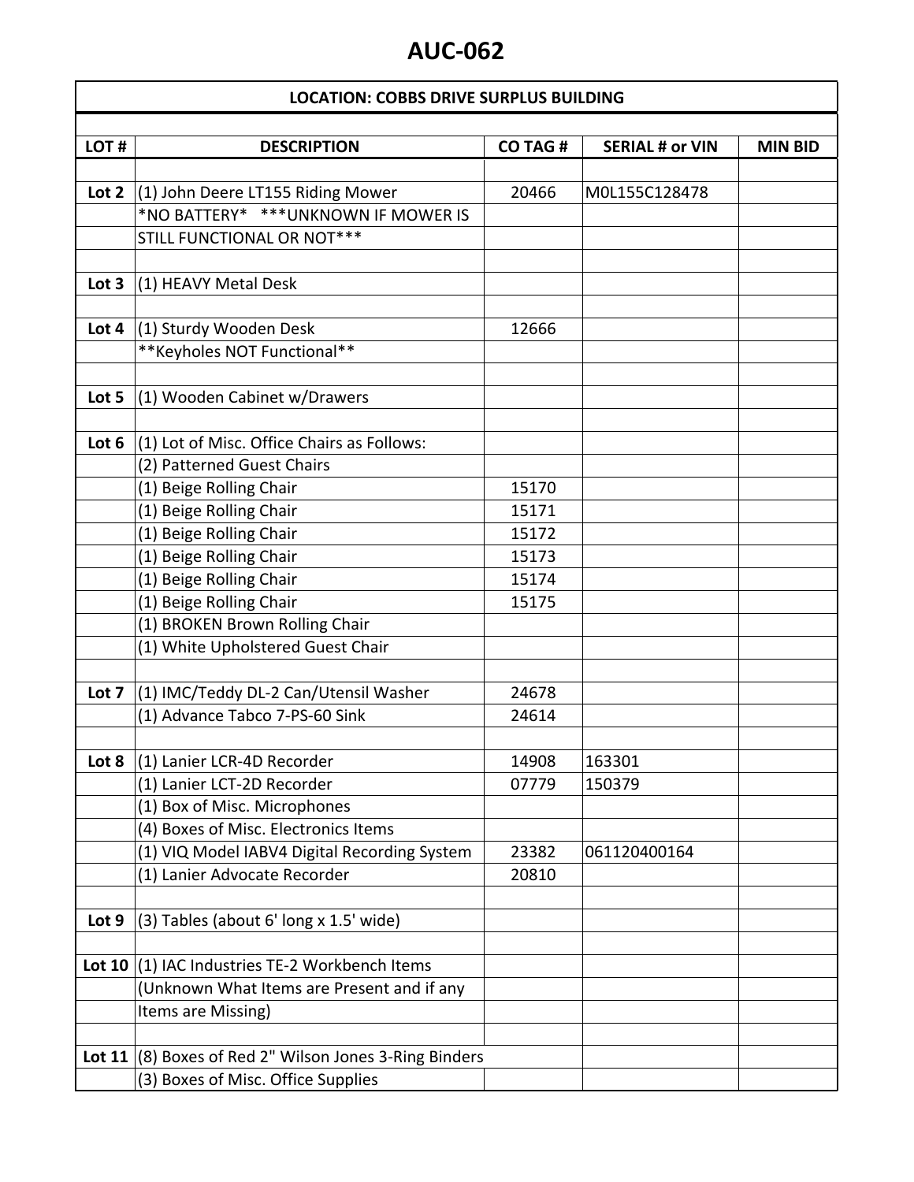# AUC-062

| LOCATION: COBBS DRIVE SURPLUS BUILDING | | | | |
|---|---|---|---|---|
| **LOT #** | **DESCRIPTION** | **CO TAG #** | **SERIAL # or VIN** | **MIN BID** |
| | | | | |
| **Lot 2** | (1) John Deere LT155 Riding Mower | 20466 | M0L155C128478 | |
| | *NO BATTERY* ***UNKNOWN IF MOWER IS | | | |
| | STILL FUNCTIONAL OR NOT*** | | | |
| | | | | |
| **Lot 3** | (1) HEAVY Metal Desk | | | |
| | | | | |
| **Lot 4** | (1) Sturdy Wooden Desk | 12666 | | |
| | **Keyholes NOT Functional** | | | |
| | | | | |
| **Lot 5** | (1) Wooden Cabinet w/Drawers | | | |
| | | | | |
| **Lot 6** | (1) Lot of Misc. Office Chairs as Follows: | | | |
| | (2) Patterned Guest Chairs | | | |
| | (1) Beige Rolling Chair | 15170 | | |
| | (1) Beige Rolling Chair | 15171 | | |
| | (1) Beige Rolling Chair | 15172 | | |
| | (1) Beige Rolling Chair | 15173 | | |
| | (1) Beige Rolling Chair | 15174 | | |
| | (1) Beige Rolling Chair | 15175 | | |
| | (1) BROKEN Brown Rolling Chair | | | |
| | (1) White Upholstered Guest Chair | | | |
| | | | | |
| **Lot 7** | (1) IMC/Teddy DL-2 Can/Utensil Washer | 24678 | | |
| | (1) Advance Tabco 7-PS-60 Sink | 24614 | | |
| | | | | |
| **Lot 8** | (1) Lanier LCR-4D Recorder | 14908 | 163301 | |
| | (1) Lanier LCT-2D Recorder | 07779 | 150379 | |
| | (1) Box of Misc. Microphones | | | |
| | (4) Boxes of Misc. Electronics Items | | | |
| | (1) VIQ Model IABV4 Digital Recording System | 23382 | 061120400164 | |
| | (1) Lanier Advocate Recorder | 20810 | | |
| | | | | |
| **Lot 9** | (3) Tables (about 6' long x 1.5' wide) | | | |
| | | | | |
| **Lot 10** | (1) IAC Industries TE-2 Workbench Items | | | |
| | (Unknown What Items are Present and if any | | | |
| | Items are Missing) | | | |
| | | | | |
| **Lot 11** | (8) Boxes of Red 2" Wilson Jones 3-Ring Binders | | | |
| | (3) Boxes of Misc. Office Supplies | | | |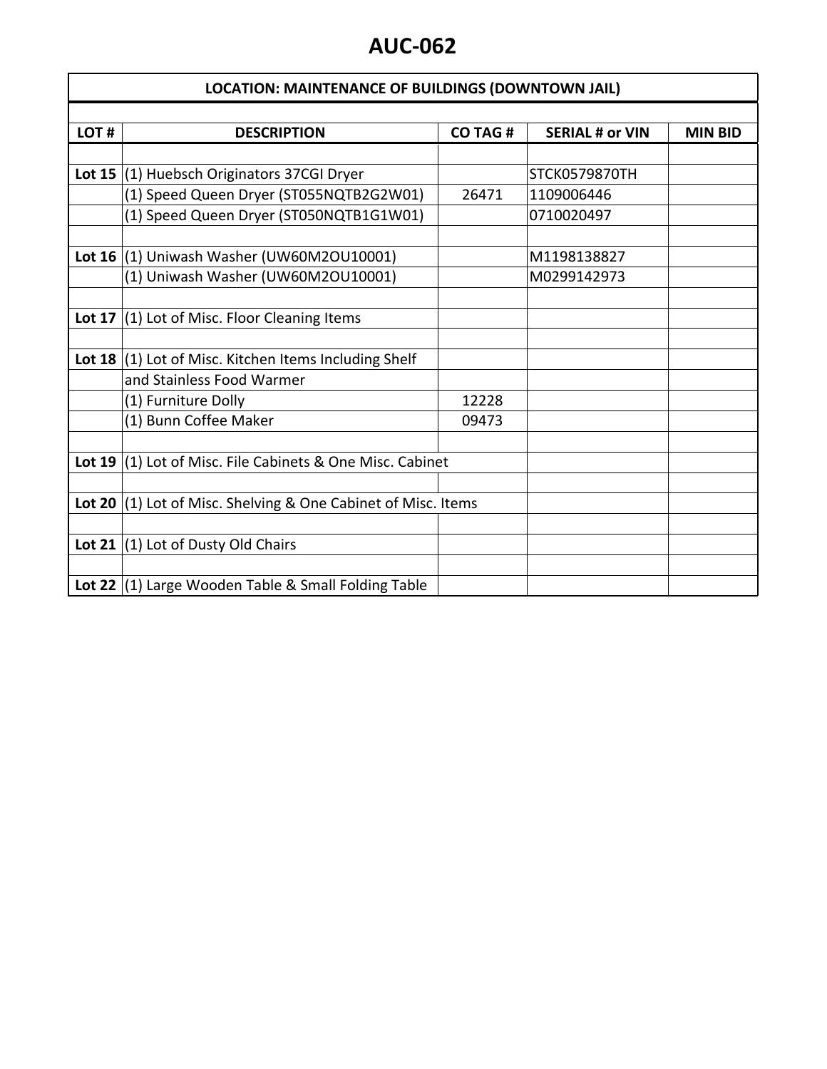# AUC-062

| LOCATION: MAINTENANCE OF BUILDINGS (DOWNTOWN JAIL) | | | | |
|---|---|---|---|---|
| **LOT #** | **DESCRIPTION** | **CO TAG #** | **SERIAL # or VIN** | **MIN BID** |
| | | | | |
| **Lot 15** | (1) Huebsch Originators 37CGI Dryer | | STCK0579870TH | |
| | (1) Speed Queen Dryer (ST055NQTB2G2W01) | 26471 | 1109006446 | |
| | (1) Speed Queen Dryer (ST050NQTB1G1W01) | | 0710020497 | |
| | | | | |
| **Lot 16** | (1) Uniwash Washer (UW60M2OU10001) | | M1198138827 | |
| | (1) Uniwash Washer (UW60M2OU10001) | | M0299142973 | |
| | | | | |
| **Lot 17** | (1) Lot of Misc. Floor Cleaning Items | | | |
| | | | | |
| **Lot 18** | (1) Lot of Misc. Kitchen Items Including Shelf | | | |
| | and Stainless Food Warmer | | | |
| | (1) Furniture Dolly | 12228 | | |
| | (1) Bunn Coffee Maker | 09473 | | |
| | | | | |
| **Lot 19** | (1) Lot of Misc. File Cabinets & One Misc. Cabinet | | | |
| | | | | |
| **Lot 20** | (1) Lot of Misc. Shelving & One Cabinet of Misc. Items | | | |
| | | | | |
| **Lot 21** | (1) Lot of Dusty Old Chairs | | | |
| | | | | |
| **Lot 22** | (1) Large Wooden Table & Small Folding Table | | | |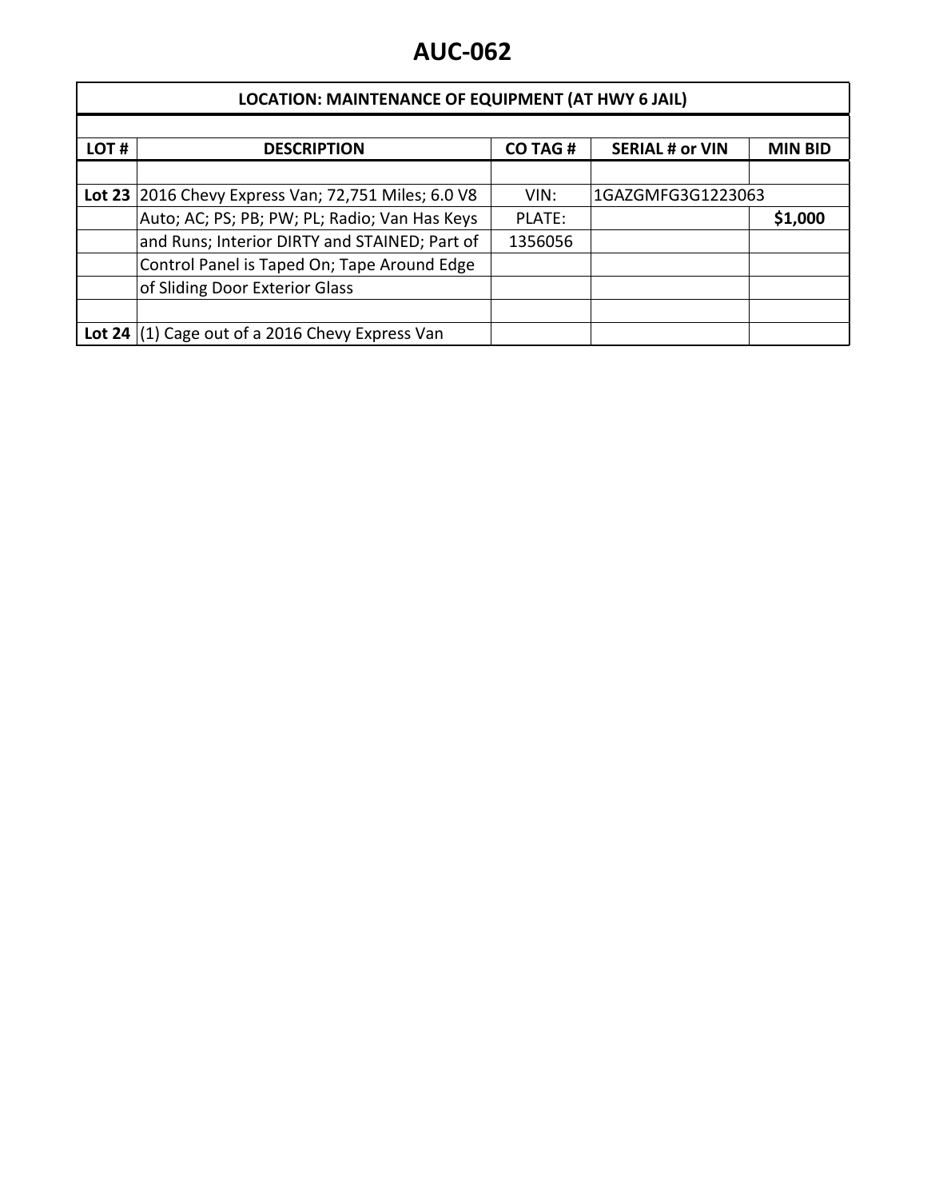# AUC-062

| LOCATION: MAINTENANCE OF EQUIPMENT (AT HWY 6 JAIL) | | | | |
|---|---|---|---|---|
| **LOT #** | **DESCRIPTION** | **CO TAG #** | **SERIAL # or VIN** | **MIN BID** |
| | | | | |
| **Lot 23** | 2016 Chevy Express Van; 72,751 Miles; 6.0 V8 | VIN: | 1GAZGMFG3G1223063 | |
| | Auto; AC; PS; PB; PW; PL; Radio; Van Has Keys | PLATE: | | **$1,000** |
| | and Runs; Interior DIRTY and STAINED; Part of | 1356056 | | |
| | Control Panel is Taped On; Tape Around Edge | | | |
| | of Sliding Door Exterior Glass | | | |
| | | | | |
| **Lot 24** | (1) Cage out of a 2016 Chevy Express Van | | | |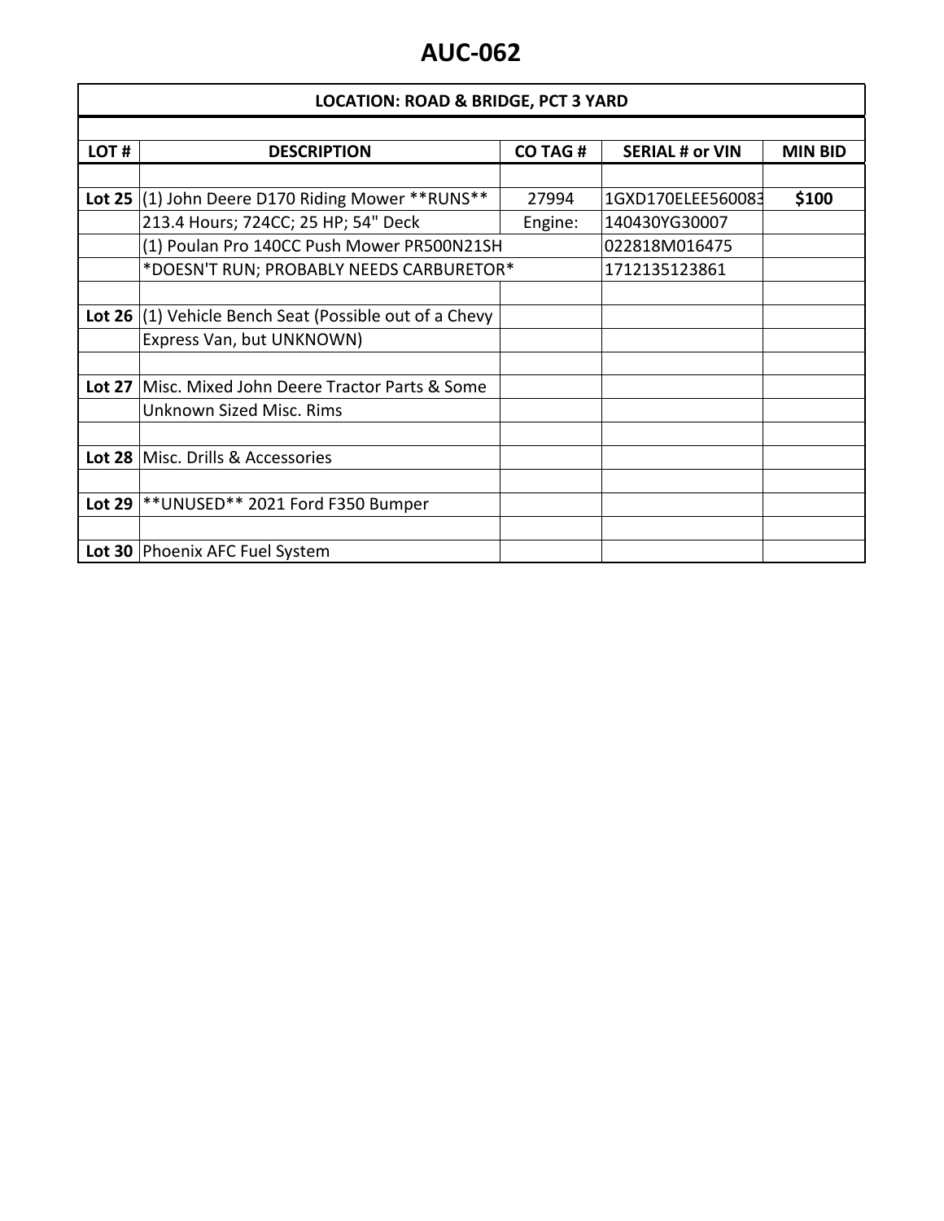# AUC-062

| LOCATION: ROAD & BRIDGE, PCT 3 YARD | | | | |
|---|---|---|---|---|
| **LOT #** | **DESCRIPTION** | **CO TAG #** | **SERIAL # or VIN** | **MIN BID** |
| | | | | |
| **Lot 25** | (1) John Deere D170 Riding Mower **RUNS** | 27994 | 1GXD170ELEE560083 | **$100** |
| | 213.4 Hours; 724CC; 25 HP; 54" Deck | Engine: | 140430YG30007 | |
| | (1) Poulan Pro 140CC Push Mower PR500N21SH | | 022818M016475 | |
| | *DOESN'T RUN; PROBABLY NEEDS CARBURETOR* | | 1712135123861 | |
| | | | | |
| **Lot 26** | (1) Vehicle Bench Seat (Possible out of a Chevy | | | |
| | Express Van, but UNKNOWN) | | | |
| | | | | |
| **Lot 27** | Misc. Mixed John Deere Tractor Parts & Some | | | |
| | Unknown Sized Misc. Rims | | | |
| | | | | |
| **Lot 28** | Misc. Drills & Accessories | | | |
| | | | | |
| **Lot 29** | **UNUSED** 2021 Ford F350 Bumper | | | |
| | | | | |
| **Lot 30** | Phoenix AFC Fuel System | | | |